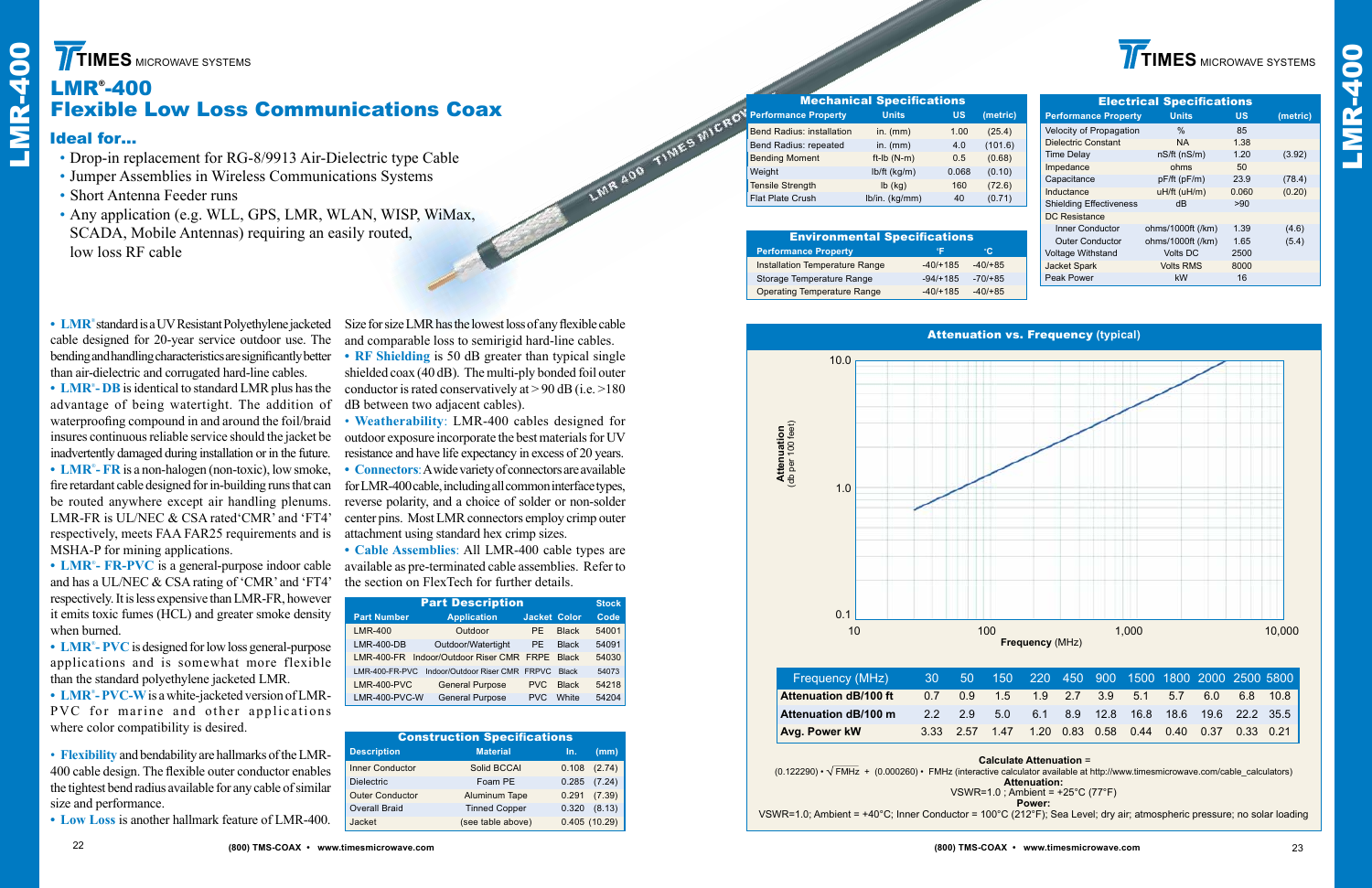# LMR®-400

## Flexible Low Loss Communications Coax

### Ideal for...

- Drop-in replacement for RG-8/9913 Air-Dielectric type Cable
- Jumper Assemblies in Wireless Communications Systems
- Short Antenna Feeder runs
- Any application (e.g. WLL, GPS, LMR, WLAN, WISP, WiMax, SCADA, Mobile Antennas) requiring an easily routed, low loss RF cable

- **LMR®** standard is a UV Resistant Polyethylene jacketed cable designed for 20-year service outdoor use. The bending and handling characteristics are significantly better than air-dielectric and corrugated hard-line cables.
- **LMR®-DB** is identical to standard LMR plus has the advantage of being watertight. The addition of waterproofing compound in and around the foil/braid insures continuous reliable service should the jacket be inadvertently damaged during installation or in the future.
- **LMR®-FR** is a non-halogen (non-toxic), low smoke, fire retardant cable designed for in-building runs that can be routed anywhere except air handling plenums. LMR-FR is UL/NEC & CSA rated 'CMR' and 'FT4' respectively, meets FAA FAR25 requirements and is MSHA-P for mining applications.
- **LMR®-FR-PVC** is a general-purpose indoor cable and has a UL/NEC & CSA rating of 'CMR' and 'FT4' respectively. It is less expensive than LMR-FR, however it emits toxic fumes (HCL) and greater smoke density when burned.
- **LMR®-PVC** is designed for low loss general-purpose applications and is somewhat more flexible than the standard polyethylene jacketed LMR.
- **LMR®-PVC-W** is a white-jacketed version of LMR-PVC for marine and other applications where color compatibility is desired.

- **Flexibility** and bendability are hallmarks of the LMR-400 cable design. The flexible outer conductor enables the tightest bend radius available for any cable of similar size and performance.
- **Low Loss** is another hallmark feature of LMR-400. Size for size LMR has the lowest loss of any flexible cable and comparable loss to semirigid hard-line cables.
- **RF Shielding** is 50 dB greater than typical single shielded coax (40 dB). The multi-ply bonded foil outer conductor is rated conservatively at > 90 dB (i.e. >180 dB between two adjacent cables).
- **Weatheratability**: LMR-400 cables designed for outdoor exposure incorporate the best materials for UV resistance and have life expectancy in excess of 20 years.
- **Connectors**: A wide variety of connectors are available for LMR-400 cable, including all common interface types, reverse polarity, and a choice of solder or non-solder center pins. Most LMR connectors employ crimp outer attachment using standard hex crimp sizes.
- **Cable Assemblies**: All LMR-400 cable types are available as pre-terminated cable assemblies. Refer to the section on FlexTech for further details.

### Part Description

| Part Number | Application | Jacket | Color | Stock Code |
|---|---|---|---|---|
| LMR-400 | Outdoor | PE | Black | 54001 |
| LMR-400-DB | Outdoor/Watertight | PE | Black | 54091 |
| LMR-400-FR | Indoor/Outdoor Riser CMR | FRPE | Black | 54030 |
| LMR-400-FR-PVC | Indoor/Outdoor Riser CMR | FRPVC | Black | 54073 |
| LMR-400-PVC | General Purpose | PVC | Black | 54218 |
| LMR-400-PVC-W | General Purpose | PVC | White | 54204 |

### Construction Specifications

| Description | Material | In. | (mm) |
|---|---|---|---|
| Inner Conductor | Solid BCCAI | 0.108 | (2.74) |
| Dielectric | Foam PE | 0.285 | (7.24) |
| Outer Conductor | Aluminum Tape | 0.291 | (7.39) |
| Overall Braid | Tinned Copper | 0.320 | (8.13) |
| Jacket | (see table above) | 0.405 | (10.29) |

### Mechanical Specifications

| Performance Property | Units | US | (metric) |
|---|---|---|---|
| Bend Radius: installation | in. (mm) | 1.00 | (25.4) |
| Bend Radius: repeated | in. (mm) | 4.0 | (101.6) |
| Bending Moment | ft-lb (N-m) | 0.5 | (0.68) |
| Weight | lb/ft (kg/m) | 0.068 | (0.10) |
| Tensile Strength | lb (kg) | 160 | (72.6) |
| Flat Plate Crush | lb/in. (kg/mm) | 40 | (0.71) |

### Environmental Specifications

| Performance Property | °F | °C |
|---|---|---|
| Installation Temperature Range | -40/+185 | -40/+85 |
| Storage Temperature Range | -94/+185 | -70/+85 |
| Operating Temperature Range | -40/+185 | -40/+85 |

### Electrical Specifications

| Performance Property | Units | US | (metric) |
|---|---|---|---|
| Velocity of Propagation | % | 85 | |
| Dielectric Constant | NA | 1.38 | |
| Time Delay | nS/ft (nS/m) | 1.20 | (3.92) |
| Impedance | ohms | 50 | |
| Capacitance | pF/ft (pF/m) | 23.9 | (78.4) |
| Inductance | uH/ft (uH/m) | 0.060 | (0.20) |
| Shielding Effectiveness | dB | >90 | |
| DC Resistance | | | |
| Inner Conductor | ohms/1000ft (/km) | 1.39 | (4.6) |
| Outer Conductor | ohms/1000ft (/km) | 1.65 | (5.4) |
| Voltage Withstand | Volts DC | 2500 | |
| Jacket Spark | Volts RMS | 8000 | |
| Peak Power | kW | 16 | |

### Attenuation vs. Frequency (typical)

| Frequency (MHz) | 30 | 50 | 150 | 220 | 450 | 900 | 1500 | 1800 | 2000 | 2500 | 5800 |
|---|---|---|---|---|---|---|---|---|---|---|---|
| Attenuation dB/100 ft | 0.7 | 0.9 | 1.5 | 1.9 | 2.7 | 3.9 | 5.1 | 5.7 | 6.0 | 6.8 | 10.8 |
| Attenuation dB/100 m | 2.2 | 2.9 | 5.0 | 6.1 | 8.9 | 12.8 | 16.8 | 18.6 | 19.6 | 22.2 | 35.5 |
| Avg. Power kW | 3.33 | 2.57 | 1.47 | 1.20 | 0.83 | 0.58 | 0.44 | 0.40 | 0.37 | 0.33 | 0.21 |

**Calculate Attenuation** =

$(0.122290) \cdot \sqrt{FMHz} + (0.000260) \cdot FMHz$ (interactive calculator available at http://www.timesmicrowave.com/cable_calculators)

**Attenuation:**
VSWR=1.0 ; Ambient = +25°C (77°F)

**Power:**
VSWR=1.0; Ambient = +40°C; Inner Conductor = 100°C (212°F); Sea Level; dry air; atmospheric pressure; no solar loading

(800) TMS-COAX • www.timesmicrowave.com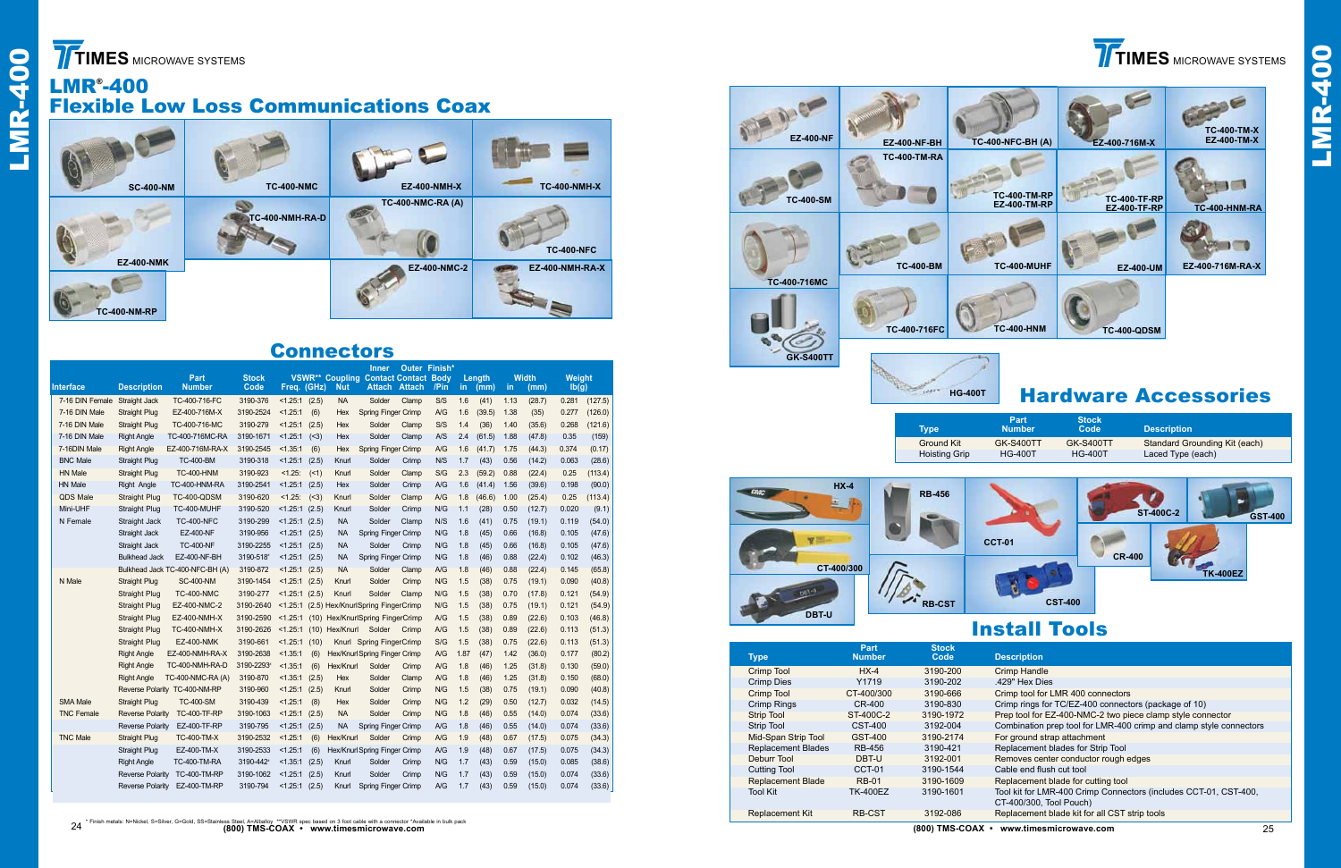# LMR®-400

## Flexible Low Loss Communications Coax

SC-400-NM
TC-400-NMC
EZ-400-NMH-X
TC-400-NMH-X
EZ-400-NMK
TC-400-NMH-RA-D
TC-400-NMC-RA (A)
TC-400-NFC
TC-400-NM-RP
EZ-400-NMC-2
EZ-400-NMH-RA-X

## Connectors

| Interface | Description | Part Number | Stock Code | VSWR** Freq. (GHz) | Coupling Nut | Inner Contact Attach | Outer Contact Attach | Finish* Body /Pin | Length in | Length (mm) | Width in | Width (mm) | Weight lb | Weight (g) |
|---|---|---|---|---|---|---|---|---|---|---|---|---|---|---|
| 7-16 DIN Female | Straight Jack | TC-400-716-FC | 3190-376 | <1.25:1 (2.5) | NA | Solder | Clamp | S/S | 1.6 | (41) | 1.13 | (28.7) | 0.281 | (127.5) |
| 7-16 DIN Male | Straight Plug | EZ-400-716M-X | 3190-2524 | <1.25:1 (6) | Hex | Spring Finger | Crimp | A/G | 1.6 | (39.5) | 1.38 | (35) | 0.277 | (126.0) |
| 7-16 DIN Male | Straight Plug | TC-400-716-MC | 3190-279 | <1.25:1 (2.5) | Hex | Solder | Clamp | S/S | 1.4 | (36) | 1.40 | (35.6) | 0.268 | (121.6) |
| 7-16 DIN Male | Right Angle | TC-400-716MC-RA | 3190-1671 | <1.25:1 (<3) | Hex | Solder | Clamp | A/S | 2.4 | (61.5) | 1.88 | (47.8) | 0.35 | (159) |
| 7-16DIN Male | Right Angle | EZ-400-716M-RA-X | 3190-2545 | <1.35:1 (6) | Hex | Spring Finger | Crimp | A/G | 1.6 | (41.7) | 1.75 | (44.3) | 0.374 | (0.17) |
| BNC Male | Straight Plug | TC-400-BM | 3190-318 | <1.25:1 (2.5) | Knurl | Solder | Crimp | N/S | 1.7 | (43) | 0.56 | (14.2) | 0.063 | (28.6) |
| HN Male | Straight Plug | TC-400-HNM | 3190-923 | <1.25: (<1) | Knurl | Solder | Clamp | S/G | 2.3 | (59.2) | 0.88 | (22.4) | 0.25 | (113.4) |
| HN Male | Right Angle | TC-400-HNM-RA | 3190-2541 | <1.25:1 (2.5) | Hex | Solder | Crimp | A/G | 1.6 | (41.4) | 1.56 | (39.6) | 0.198 | (90.0) |
| QDS Male | Straight Plug | TC-400-QDSM | 3190-620 | <1.25: (<3) | Knurl | Solder | Clamp | A/G | 1.8 | (46.6) | 1.00 | (25.4) | 0.25 | (113.4) |
| Mini-UHF | Straight Plug | TC-400-MUHF | 3190-520 | <1.25:1 (2.5) | Knurl | Solder | Crimp | N/G | 1.1 | (28) | 0.50 | (12.7) | 0.020 | (9.1) |
| N Female | Straight Jack | TC-400-NFC | 3190-299 | <1.25:1 (2.5) | NA | Solder | Clamp | N/S | 1.6 | (41) | 0.75 | (19.1) | 0.119 | (54.0) |
| | Straight Jack | EZ-400-NF | 3190-956 | <1.25:1 (2.5) | NA | Spring Finger | Crimp | N/G | 1.8 | (45) | 0.66 | (16.8) | 0.105 | (47.6) |
| | Straight Jack | TC-400-NF | 3190-2255 | <1.25:1 (2.5) | NA | Solder | Crimp | N/G | 1.8 | (45) | 0.66 | (16.8) | 0.105 | (47.6) |
| | Bulkhead Jack | EZ-400-NF-BH | 3190-518† | <1.25:1 (2.5) | NA | Spring Finger | Crimp | N/G | 1.8 | (46) | 0.88 | (22.4) | 0.102 | (46.3) |
| | Bulkhead Jack | TC-400-NFC-BH (A) | 3190-872 | <1.25:1 (2.5) | NA | Solder | Clamp | A/G | 1.8 | (46) | 0.88 | (22.4) | 0.145 | (65.8) |
| N Male | Straight Plug | SC-400-NM | 3190-1454 | <1.25:1 (2.5) | Knurl | Solder | Crimp | N/G | 1.5 | (38) | 0.75 | (19.1) | 0.090 | (40.8) |
| | Straight Plug | TC-400-NMC | 3190-277 | <1.25:1 (2.5) | Knurl | Solder | Clamp | N/G | 1.5 | (38) | 0.70 | (17.8) | 0.121 | (54.9) |
| | Straight Plug | EZ-400-NMC-2 | 3190-2640 | <1.25:1 (2.5) | Hex/Knurl | Spring Finger | Crimp | N/G | 1.5 | (38) | 0.75 | (19.1) | 0.121 | (54.9) |
| | Straight Plug | EZ-400-NMH-X | 3190-2590 | <1.25:1 (10) | Hex/Knurl | Spring Finger | Crimp | A/G | 1.5 | (38) | 0.89 | (22.6) | 0.103 | (46.8) |
| | Straight Plug | TC-400-NMH-X | 3190-2626 | <1.25:1 (10) | Hex/Knurl | Solder | Crimp | A/G | 1.5 | (38) | 0.89 | (22.6) | 0.113 | (51.3) |
| | Straight Plug | EZ-400-NMK | 3190-661 | <1.25:1 (10) | Knurl | Spring Finger | Crimp | S/G | 1.5 | (38) | 0.75 | (22.6) | 0.113 | (51.3) |
| | Right Angle | EZ-400-NMH-RA-X | 3190-2638 | <1.35:1 (6) | Hex/Knurl | Spring Finger | Crimp | A/G | 1.87 | (47) | 1.42 | (36.0) | 0.177 | (80.2) |
| | Right Angle | TC-400-NMH-RA-D | 3190-2293† | <1.35:1 (6) | Hex/Knurl | Solder | Crimp | A/G | 1.8 | (46) | 1.25 | (31.8) | 0.130 | (59.0) |
| | Right Angle | TC-400-NMC-RA (A) | 3190-870 | <1.35:1 (2.5) | Hex | Solder | Clamp | A/G | 1.8 | (46) | 1.25 | (31.8) | 0.150 | (68.0) |
| | Reverse Polarity | TC-400-NM-RP | 3190-960 | <1.25:1 (2.5) | Knurl | Solder | Crimp | N/G | 1.5 | (38) | 0.75 | (19.1) | 0.090 | (40.8) |
| SMA Male | Straight Plug | TC-400-SM | 3190-439 | <1.25:1 (8) | Hex | Solder | Crimp | N/G | 1.2 | (29) | 0.50 | (12.7) | 0.032 | (14.5) |
| TNC Female | Reverse Polarity | TC-400-TF-RP | 3190-1063 | <1.25:1 (2.5) | NA | Solder | Crimp | N/G | 1.8 | (46) | 0.55 | (14.0) | 0.074 | (33.6) |
| | Reverse Polarity | EZ-400-TF-RP | 3190-795 | <1.25:1 (2.5) | NA | Spring Finger | Crimp | A/G | 1.8 | (46) | 0.55 | (14.0) | 0.074 | (33.6) |
| TNC Male | Straight Plug | TC-400-TM-X | 3190-2532 | <1.25:1 (6) | Hex/Knurl | Solder | Crimp | A/G | 1.9 | (48) | 0.67 | (17.5) | 0.075 | (34.3) |
| | Straight Plug | EZ-400-TM-X | 3190-2533 | <1.25:1 (6) | Hex/Knurl | Spring Finger | Crimp | A/G | 1.9 | (48) | 0.67 | (17.5) | 0.075 | (34.3) |
| | Right Angle | TC-400-TM-RA | 3190-442† | <1.35:1 (2.5) | Knurl | Solder | Crimp | N/G | 1.7 | (43) | 0.59 | (15.0) | 0.085 | (38.6) |
| | Reverse Polarity | TC-400-TM-RP | 3190-1062 | <1.25:1 (2.5) | Knurl | Solder | Crimp | N/G | 1.7 | (43) | 0.59 | (15.0) | 0.074 | (33.6) |
| | Reverse Polarity | EZ-400-TM-RP | 3190-794 | <1.25:1 (2.5) | Knurl | Spring Finger | Crimp | A/G | 1.7 | (43) | 0.59 | (15.0) | 0.074 | (33.6) |

* Finish metals: N=Nickel, S=Silver, G=Gold, SS=Stainless Steel, A=Albaloy **VSWR spec based on 3 foot cable with a connector †Available in bulk pack

(800) TMS-COAX • www.timesmicrowave.com

EZ-400-NF
EZ-400-NF-BH
TC-400-NFC-BH (A)
EZ-400-716M-X
TC-400-TM-X
EZ-400-TM-X
TC-400-SM
TC-400-TM-RA
TC-400-TM-RP
EZ-400-TM-RP
TC-400-TF-RP
EZ-400-TF-RP
TC-400-HNM-RA
TC-400-716MC
TC-400-BM
TC-400-MUHF
EZ-400-UM
EZ-400-716M-RA-X
TC-400-716FC
TC-400-HNM
TC-400-QDSM
GK-S400TT
HG-400T

## Hardware Accessories

| Type | Part Number | Stock Code | Description |
|---|---|---|---|
| Ground Kit | GK-S400TT | GK-S400TT | Standard Grounding Kit (each) |
| Hoisting Grip | HG-400T | HG-400T | Laced Type (each) |

HX-4
RB-456
CCT-01
ST-400C-2
GST-400
CT-400/300
CR-400
TK-400EZ
DBT-U
RB-CST
CST-400

## Install Tools

| Type | Part Number | Stock Code | Description |
|---|---|---|---|
| Crimp Tool | HX-4 | 3190-200 | Crimp Handle |
| Crimp Dies | Y1719 | 3190-202 | .429" Hex Dies |
| Crimp Tool | CT-400/300 | 3190-666 | Crimp tool for LMR 400 connectors |
| Crimp Rings | CR-400 | 3190-830 | Crimp rings for TC/EZ-400 connectors (package of 10) |
| Strip Tool | ST-400C-2 | 3190-1972 | Prep tool for EZ-400-NMC-2 two piece clamp style connector |
| Strip Tool | CST-400 | 3192-004 | Combination prep tool for LMR-400 crimp and clamp style connectors |
| Mid-Span Strip Tool | GST-400 | 3190-2174 | For ground strap attachment |
| Replacement Blades | RB-456 | 3190-421 | Replacement blades for Strip Tool |
| Deburr Tool | DBT-U | 3192-001 | Removes center conductor rough edges |
| Cutting Tool | CCT-01 | 3190-1544 | Cable end flush cut tool |
| Replacement Blade | RB-01 | 3190-1609 | Replacement blade for cutting tool |
| Tool Kit | TK-400EZ | 3190-1601 | Tool kit for LMR-400 Crimp Connectors (includes CCT-01, CST-400, CT-400/300, Tool Pouch) |
| Replacement Kit | RB-CST | 3192-086 | Replacement blade kit for all CST strip tools |

(800) TMS-COAX • www.timesmicrowave.com